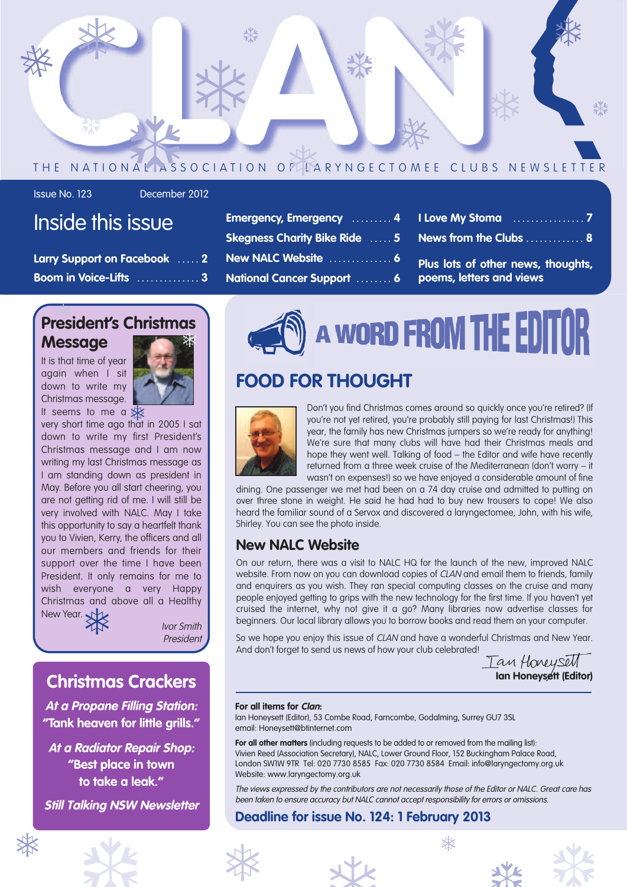# CLAN

THE NATIONAL ASSOCIATION OF LARYNGECTOMEE CLUBS NEWSLETTER

Issue No. 123 December 2012

## Inside this issue

- Larry Support on Facebook ..... 2
- Boom in Voice-Lifts .............. 3
- Emergency, Emergency ......... 4
- Skegness Charity Bike Ride ..... 5
- New NALC Website .............. 6
- National Cancer Support ........ 6
- I Love My Stoma ................ 7
- News from the Clubs ............. 8

Plus lots of other news, thoughts, poems, letters and views

## President's Christmas Message

It is that time of year again when I sit down to write my Christmas message. It seems to me a very short time ago that in 2005 I sat down to write my first President's Christmas message and I am now writing my last Christmas message as I am standing down as president in May. Before you all start cheering, you are not getting rid of me. I will still be very involved with NALC. May I take this opportunity to say a heartfelt thank you to Vivien, Kerry, the officers and all our members and friends for their support over the time I have been President. It only remains for me to wish everyone a very Happy Christmas and above all a Healthy New Year.

*Ivor Smith*
*President*

## Christmas Crackers

***At a Propane Filling Station:***
**"Tank heaven for little grills."**

***At a Radiator Repair Shop:***
**"Best place in town to take a leak."**

***Still Talking NSW Newsletter***

## A WORD FROM THE EDITOR

## FOOD FOR THOUGHT

Don't you find Christmas comes around so quickly once you're retired? (If you're not yet retired, you're probably still paying for last Christmas!) This year, the family has new Christmas jumpers so we're ready for anything! We're sure that many clubs will have had their Christmas meals and hope they went well. Talking of food – the Editor and wife have recently returned from a three week cruise of the Mediterranean (don't worry – it wasn't on expenses!) so we have enjoyed a considerable amount of fine dining. One passenger we met had been on a 74 day cruise and admitted to putting on over three stone in weight. He said he had had to buy new trousers to cope! We also heard the familiar sound of a Servox and discovered a laryngectomee, John, with his wife, Shirley. You can see the photo inside.

### New NALC Website

On our return, there was a visit to NALC HQ for the launch of the new, improved NALC website. From now on you can download copies of *CLAN* and email them to friends, family and enquirers as you wish. They ran special computing classes on the cruise and many people enjoyed getting to grips with the new technology for the first time. If you haven't yet cruised the internet, why not give it a go? Many libraries now advertise classes for beginners. Our local library allows you to borrow books and read them on your computer.

So we hope you enjoy this issue of *CLAN* and have a wonderful Christmas and New Year. And don't forget to send us news of how your club celebrated!

*Ian Honeysett*
**Ian Honeysett (Editor)**

---

**For all items for *Clan*:**
Ian Honeysett (Editor), 53 Combe Road, Farncombe, Godalming, Surrey GU7 3SL
email: Honeysett@btinternet.com

**For all other matters** (including requests to be added to or removed from the mailing list):
Vivien Reed (Association Secretary), NALC, Lower Ground Floor, 152 Buckingham Palace Road, London SW1W 9TR Tel: 020 7730 8585 Fax: 020 7730 8584 Email: info@laryngectomy.org.uk
Website: www.laryngectomy.org.uk

*The views expressed by the contributors are not necessarily those of the Editor or NALC. Great care has been taken to ensure accuracy but NALC cannot accept responsibility for errors or omissions.*

**Deadline for issue No. 124: 1 February 2013**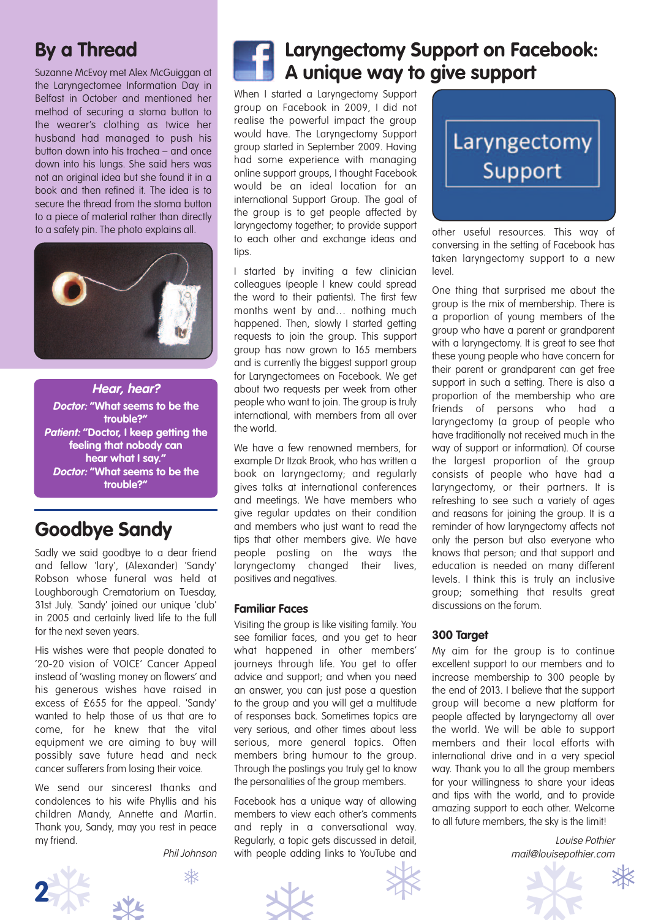## By a Thread

Suzanne McEvoy met Alex McGuiggan at the Laryngectomee Information Day in Belfast in October and mentioned her method of securing a stoma button to the wearer's clothing as twice her husband had managed to push his button down into his trachea – and once down into his lungs. She said hers was not an original idea but she found it in a book and then refined it. The idea is to secure the thread from the stoma button to a piece of material rather than directly to a safety pin. The photo explains all.

### *Hear, hear?*

***Doctor:* "What seems to be the trouble?"**
***Patient:* "Doctor, I keep getting the feeling that nobody can hear what I say."**
***Doctor:* "What seems to be the trouble?"**

## Goodbye Sandy

Sadly we said goodbye to a dear friend and fellow 'lary', (Alexander) 'Sandy' Robson whose funeral was held at Loughborough Crematorium on Tuesday, 31st July. 'Sandy' joined our unique 'club' in 2005 and certainly lived life to the full for the next seven years.

His wishes were that people donated to '20-20 vision of VOICE' Cancer Appeal instead of 'wasting money on flowers' and his generous wishes have raised in excess of £655 for the appeal. 'Sandy' wanted to help those of us that are to come, for he knew that the vital equipment we are aiming to buy will possibly save future head and neck cancer sufferers from losing their voice.

We send our sincerest thanks and condolences to his wife Phyllis and his children Mandy, Annette and Martin. Thank you, Sandy, may you rest in peace my friend.

*Phil Johnson*

## Laryngectomy Support on Facebook: A unique way to give support

When I started a Laryngectomy Support group on Facebook in 2009, I did not realise the powerful impact the group would have. The Laryngectomy Support group started in September 2009. Having had some experience with managing online support groups, I thought Facebook would be an ideal location for an international Support Group. The goal of the group is to get people affected by laryngectomy together; to provide support to each other and exchange ideas and tips.

I started by inviting a few clinician colleagues (people I knew could spread the word to their patients). The first few months went by and… nothing much happened. Then, slowly I started getting requests to join the group. This support group has now grown to 165 members and is currently the biggest support group for Laryngectomees on Facebook. We get about two requests per week from other people who want to join. The group is truly international, with members from all over the world.

We have a few renowned members, for example Dr Itzak Brook, who has written a book on laryngectomy; and regularly gives talks at international conferences and meetings. We have members who give regular updates on their condition and members who just want to read the tips that other members give. We have people posting on the ways the laryngectomy changed their lives, positives and negatives.

### Familiar Faces

Visiting the group is like visiting family. You see familiar faces, and you get to hear what happened in other members' journeys through life. You get to offer advice and support; and when you need an answer, you can just pose a question to the group and you will get a multitude of responses back. Sometimes topics are very serious, and other times about less serious, more general topics. Often members bring humour to the group. Through the postings you truly get to know the personalities of the group members.

Facebook has a unique way of allowing members to view each other's comments and reply in a conversational way. Regularly, a topic gets discussed in detail, with people adding links to YouTube and other useful resources. This way of conversing in the setting of Facebook has taken laryngectomy support to a new level.

One thing that surprised me about the group is the mix of membership. There is a proportion of young members of the group who have a parent or grandparent with a laryngectomy. It is great to see that these young people who have concern for their parent or grandparent can get free support in such a setting. There is also a proportion of the membership who are friends of persons who had a laryngectomy (a group of people who have traditionally not received much in the way of support or information). Of course the largest proportion of the group consists of people who have had a laryngectomy, or their partners. It is refreshing to see such a variety of ages and reasons for joining the group. It is a reminder of how laryngectomy affects not only the person but also everyone who knows that person; and that support and education is needed on many different levels. I think this is truly an inclusive group; something that results great discussions on the forum.

### 300 Target

My aim for the group is to continue excellent support to our members and to increase membership to 300 people by the end of 2013. I believe that the support group will become a new platform for people affected by laryngectomy all over the world. We will be able to support members and their local efforts with international drive and in a very special way. Thank you to all the group members for your willingness to share your ideas and tips with the world, and to provide amazing support to each other. Welcome to all future members, the sky is the limit!

*Louise Pothier*
*mail@louisepothier.com*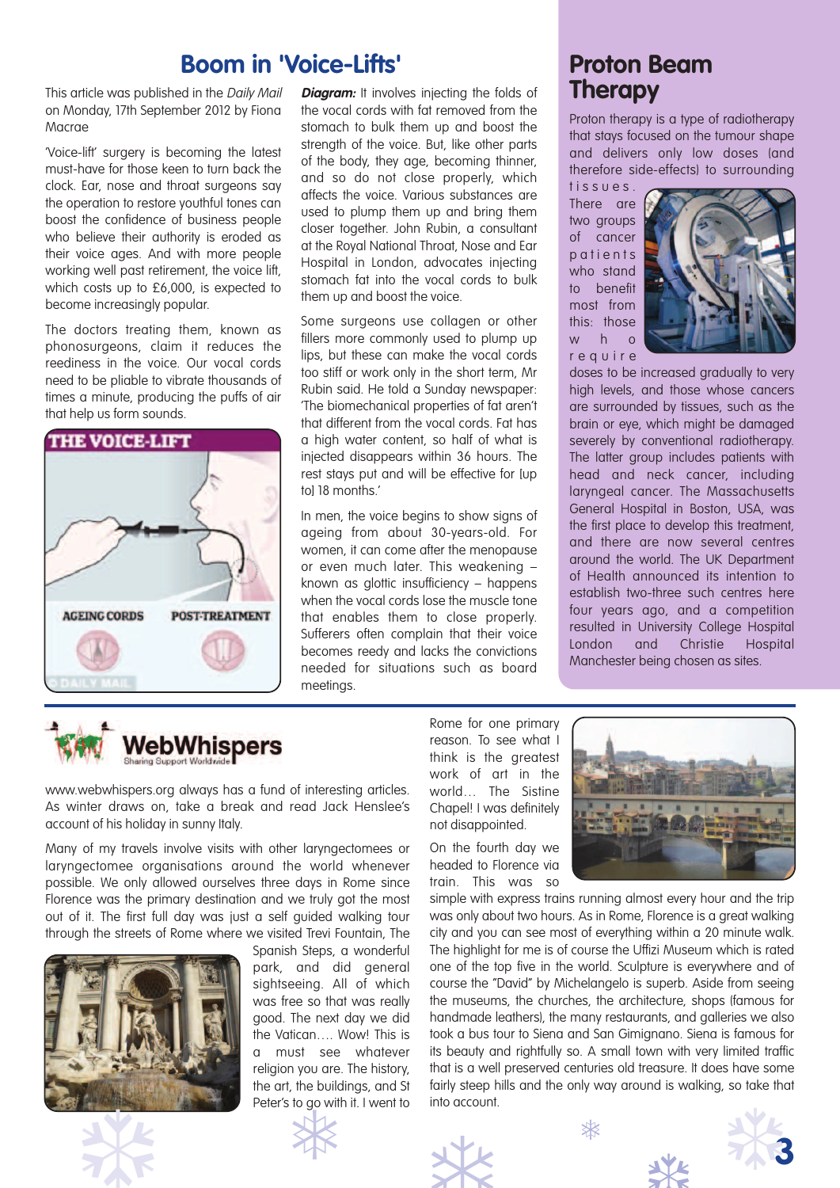# Boom in 'Voice-Lifts'

This article was published in the *Daily Mail* on Monday, 17th September 2012 by Fiona Macrae

'Voice-lift' surgery is becoming the latest must-have for those keen to turn back the clock. Ear, nose and throat surgeons say the operation to restore youthful tones can boost the confidence of business people who believe their authority is eroded as their voice ages. And with more people working well past retirement, the voice lift, which costs up to £6,000, is expected to become increasingly popular.

The doctors treating them, known as phonosurgeons, claim it reduces the reediness in the voice. Our vocal cords need to be pliable to vibrate thousands of times a minute, producing the puffs of air that help us form sounds.

THE VOICE-LIFT

AGEING CORDS — POST-TREATMENT

© DAILY MAIL

***Diagram:*** It involves injecting the folds of the vocal cords with fat removed from the stomach to bulk them up and boost the strength of the voice. But, like other parts of the body, they age, becoming thinner, and so do not close properly, which affects the voice. Various substances are used to plump them up and bring them closer together. John Rubin, a consultant at the Royal National Throat, Nose and Ear Hospital in London, advocates injecting stomach fat into the vocal cords to bulk them up and boost the voice.

Some surgeons use collagen or other fillers more commonly used to plump up lips, but these can make the vocal cords too stiff or work only in the short term, Mr Rubin said. He told a Sunday newspaper: 'The biomechanical properties of fat aren't that different from the vocal cords. Fat has a high water content, so half of what is injected disappears within 36 hours. The rest stays put and will be effective for [up to] 18 months.'

In men, the voice begins to show signs of ageing from about 30-years-old. For women, it can come after the menopause or even much later. This weakening – known as glottic insufficiency – happens when the vocal cords lose the muscle tone that enables them to close properly. Sufferers often complain that their voice becomes reedy and lacks the convictions needed for situations such as board meetings.

# Proton Beam Therapy

Proton therapy is a type of radiotherapy that stays focused on the tumour shape and delivers only low doses (and therefore side-effects) to surrounding tissues. There are two groups of cancer patients who stand to benefit most from this: those who require doses to be increased gradually to very high levels, and those whose cancers are surrounded by tissues, such as the brain or eye, which might be damaged severely by conventional radiotherapy. The latter group includes patients with head and neck cancer, including laryngeal cancer. The Massachusetts General Hospital in Boston, USA, was the first place to develop this treatment, and there are now several centres around the world. The UK Department of Health announced its intention to establish two-three such centres here four years ago, and a competition resulted in University College Hospital London and Christie Hospital Manchester being chosen as sites.

---

## WebWhispers

Sharing Support Worldwide

www.webwhispers.org always has a fund of interesting articles. As winter draws on, take a break and read Jack Henslee's account of his holiday in sunny Italy.

Many of my travels involve visits with other laryngectomees or laryngectomee organisations around the world whenever possible. We only allowed ourselves three days in Rome since Florence was the primary destination and we truly got the most out of it. The first full day was just a self guided walking tour through the streets of Rome where we visited Trevi Fountain, The Spanish Steps, a wonderful park, and did general sightseeing. All of which was free so that was really good. The next day we did the Vatican…. Wow! This is a must see whatever religion you are. The history, the art, the buildings, and St Peter's to go with it. I went to Rome for one primary reason. To see what I think is the greatest work of art in the world… The Sistine Chapel! I was definitely not disappointed.

On the fourth day we headed to Florence via train. This was so simple with express trains running almost every hour and the trip was only about two hours. As in Rome, Florence is a great walking city and you can see most of everything within a 20 minute walk. The highlight for me is of course the Uffizi Museum which is rated one of the top five in the world. Sculpture is everywhere and of course the "David" by Michelangelo is superb. Aside from seeing the museums, the churches, the architecture, shops (famous for handmade leathers), the many restaurants, and galleries we also took a bus tour to Siena and San Gimignano. Siena is famous for its beauty and rightfully so. A small town with very limited traffic that is a well preserved centuries old treasure. It does have some fairly steep hills and the only way around is walking, so take that into account.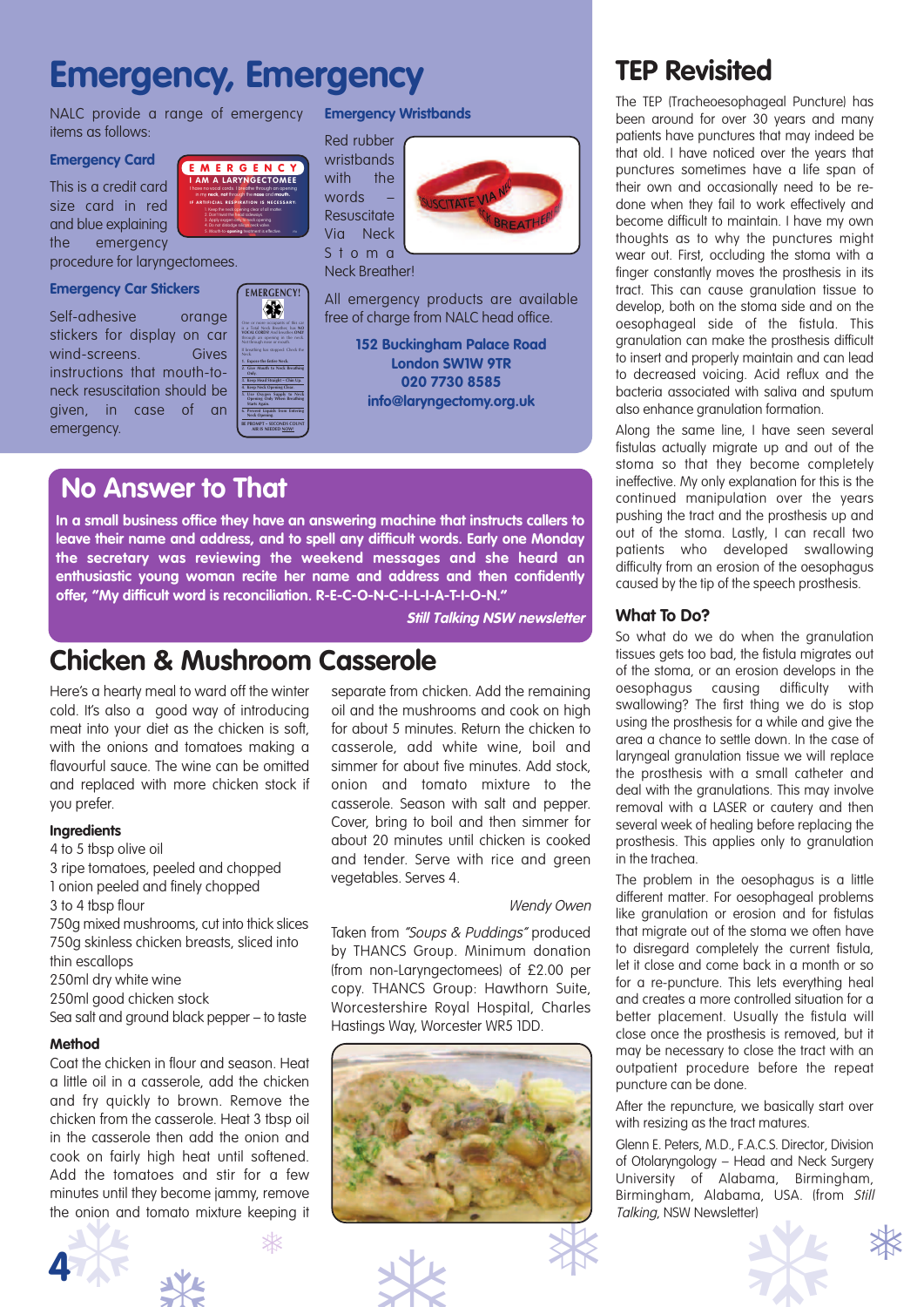# Emergency, Emergency

NALC provide a range of emergency items as follows:

### Emergency Card

This is a credit card size card in red and blue explaining the emergency procedure for laryngectomees.

### Emergency Car Stickers

Self-adhesive orange stickers for display on car wind-screens. Gives instructions that mouth-to-neck resuscitation should be given, in case of an emergency.

### Emergency Wristbands

Red rubber wristbands with the words – Resuscitate Via Neck Stoma Neck Breather!

All emergency products are available free of charge from NALC head office.

**152 Buckingham Palace Road**
**London SW1W 9TR**
**020 7730 8585**
**info@laryngectomy.org.uk**

## No Answer to That

**In a small business office they have an answering machine that instructs callers to leave their name and address, and to spell any difficult words. Early one Monday the secretary was reviewing the weekend messages and she heard an enthusiastic young woman recite her name and address and then confidently offer, "My difficult word is reconciliation. R-E-C-O-N-C-I-L-I-A-T-I-O-N."**

***Still Talking NSW newsletter***

# Chicken & Mushroom Casserole

Here's a hearty meal to ward off the winter cold. It's also a good way of introducing meat into your diet as the chicken is soft, with the onions and tomatoes making a flavourful sauce. The wine can be omitted and replaced with more chicken stock if you prefer.

### Ingredients

4 to 5 tbsp olive oil
3 ripe tomatoes, peeled and chopped
1 onion peeled and finely chopped
3 to 4 tbsp flour
750g mixed mushrooms, cut into thick slices
750g skinless chicken breasts, sliced into thin escallops
250ml dry white wine
250ml good chicken stock
Sea salt and ground black pepper – to taste

### Method

Coat the chicken in flour and season. Heat a little oil in a casserole, add the chicken and fry quickly to brown. Remove the chicken from the casserole. Heat 3 tbsp oil in the casserole then add the onion and cook on fairly high heat until softened. Add the tomatoes and stir for a few minutes until they become jammy, remove the onion and tomato mixture keeping it separate from chicken. Add the remaining oil and the mushrooms and cook on high for about 5 minutes. Return the chicken to casserole, add white wine, boil and simmer for about five minutes. Add stock, onion and tomato mixture to the casserole. Season with salt and pepper. Cover, bring to boil and then simmer for about 20 minutes until chicken is cooked and tender. Serve with rice and green vegetables. Serves 4.

*Wendy Owen*

Taken from *"Soups & Puddings"* produced by THANCS Group. Minimum donation (from non-Laryngectomees) of £2.00 per copy. THANCS Group: Hawthorn Suite, Worcestershire Royal Hospital, Charles Hastings Way, Worcester WR5 1DD.

# TEP Revisited

The TEP (Tracheoesophageal Puncture) has been around for over 30 years and many patients have punctures that may indeed be that old. I have noticed over the years that punctures sometimes have a life span of their own and occasionally need to be re-done when they fail to work effectively and become difficult to maintain. I have my own thoughts as to why the punctures might wear out. First, occluding the stoma with a finger constantly moves the prosthesis in its tract. This can cause granulation tissue to develop, both on the stoma side and on the oesophageal side of the fistula. This granulation can make the prosthesis difficult to insert and properly maintain and can lead to decreased voicing. Acid reflux and the bacteria associated with saliva and sputum also enhance granulation formation.

Along the same line, I have seen several fistulas actually migrate up and out of the stoma so that they become completely ineffective. My only explanation for this is the continued manipulation over the years pushing the tract and the prosthesis up and out of the stoma. Lastly, I can recall two patients who developed swallowing difficulty from an erosion of the oesophagus caused by the tip of the speech prosthesis.

### What To Do?

So what do we do when the granulation tissues gets too bad, the fistula migrates out of the stoma, or an erosion develops in the oesophagus causing difficulty with swallowing? The first thing we do is stop using the prosthesis for a while and give the area a chance to settle down. In the case of laryngeal granulation tissue we will replace the prosthesis with a small catheter and deal with the granulations. This may involve removal with a LASER or cautery and then several week of healing before replacing the prosthesis. This applies only to granulation in the trachea.

The problem in the oesophagus is a little different matter. For oesophageal problems like granulation or erosion and for fistulas that migrate out of the stoma we often have to disregard completely the current fistula, let it close and come back in a month or so for a re-puncture. This lets everything heal and creates a more controlled situation for a better placement. Usually the fistula will close once the prosthesis is removed, but it may be necessary to close the tract with an outpatient procedure before the repeat puncture can be done.

After the repuncture, we basically start over with resizing as the tract matures.

Glenn E. Peters, M.D., F.A.C.S. Director, Division of Otolaryngology – Head and Neck Surgery University of Alabama, Birmingham, Birmingham, Alabama, USA. (from *Still Talking*, NSW Newsletter)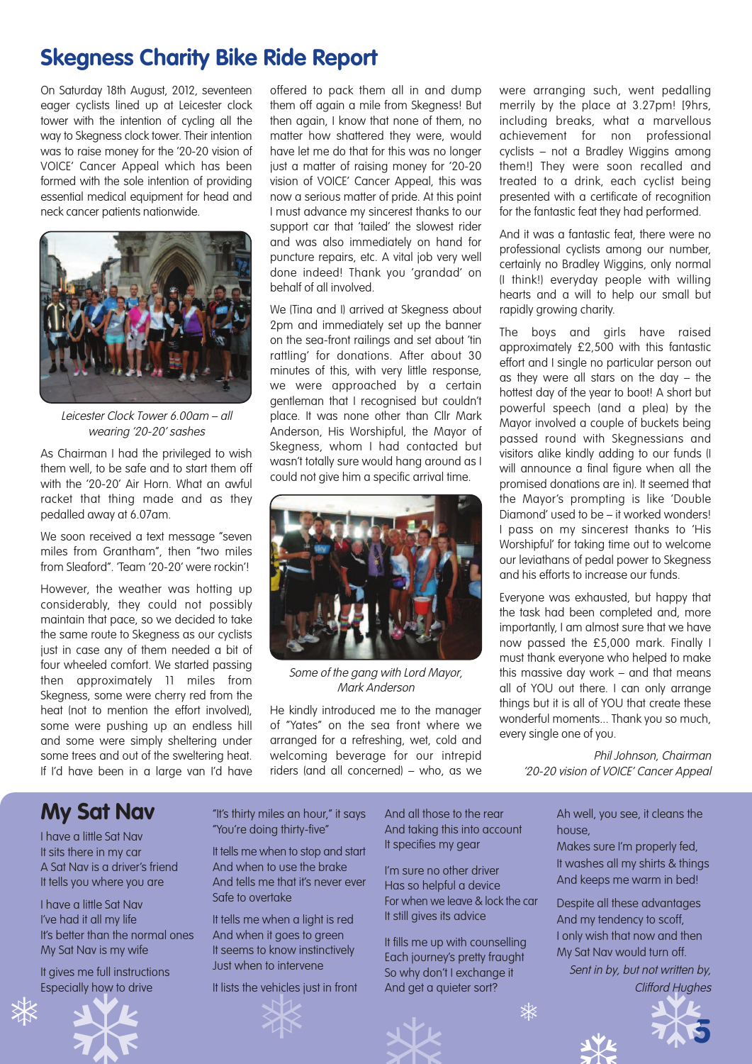# Skegness Charity Bike Ride Report

On Saturday 18th August, 2012, seventeen eager cyclists lined up at Leicester clock tower with the intention of cycling all the way to Skegness clock tower. Their intention was to raise money for the '20-20 vision of VOICE' Cancer Appeal which has been formed with the sole intention of providing essential medical equipment for head and neck cancer patients nationwide.

*Leicester Clock Tower 6.00am – all wearing '20-20' sashes*

As Chairman I had the privileged to wish them well, to be safe and to start them off with the '20-20' Air Horn. What an awful racket that thing made and as they pedalled away at 6.07am.

We soon received a text message "seven miles from Grantham", then "two miles from Sleaford". Team '20-20' were rockin'!

However, the weather was hotting up considerably, they could not possibly maintain that pace, so we decided to take the same route to Skegness as our cyclists just in case any of them needed a bit of four wheeled comfort. We started passing then approximately 11 miles from Skegness, some were cherry red from the heat (not to mention the effort involved), some were pushing up an endless hill and some were simply sheltering under some trees and out of the sweltering heat. If I'd have been in a large van I'd have offered to pack them all in and dump them off again a mile from Skegness! But then again, I know that none of them, no matter how shattered they were, would have let me do that for this was no longer just a matter of raising money for '20-20 vision of VOICE' Cancer Appeal, this was now a serious matter of pride. At this point I must advance my sincerest thanks to our support car that 'tailed' the slowest rider and was also immediately on hand for puncture repairs, etc. A vital job very well done indeed! Thank you 'grandad' on behalf of all involved.

We (Tina and I) arrived at Skegness about 2pm and immediately set up the banner on the sea-front railings and set about 'tin rattling' for donations. After about 30 minutes of this, with very little response, we were approached by a certain gentleman that I recognised but couldn't place. It was none other than Cllr Mark Anderson, His Worshipful, the Mayor of Skegness, whom I had contacted but wasn't totally sure would hang around as I could not give him a specific arrival time.

*Some of the gang with Lord Mayor, Mark Anderson*

He kindly introduced me to the manager of "Yates" on the sea front where we arranged for a refreshing, wet, cold and welcoming beverage for our intrepid riders (and all concerned) – who, as we were arranging such, went pedalling merrily by the place at 3.27pm! [9hrs, including breaks, what a marvellous achievement for non professional cyclists – not a Bradley Wiggins among them!] They were soon recalled and treated to a drink, each cyclist being presented with a certificate of recognition for the fantastic feat they had performed.

And it was a fantastic feat, there were no professional cyclists among our number, certainly no Bradley Wiggins, only normal (I think!) everyday people with willing hearts and a will to help our small but rapidly growing charity.

The boys and girls have raised approximately £2,500 with this fantastic effort and I single no particular person out as they were all stars on the day – the hottest day of the year to boot! A short but powerful speech (and a plea) by the Mayor involved a couple of buckets being passed round with Skegnessians and visitors alike kindly adding to our funds (I will announce a final figure when all the promised donations are in). It seemed that the Mayor's prompting is like 'Double Diamond' used to be – it worked wonders! I pass on my sincerest thanks to 'His Worshipful' for taking time out to welcome our leviathans of pedal power to Skegness and his efforts to increase our funds.

Everyone was exhausted, but happy that the task had been completed and, more importantly, I am almost sure that we have now passed the £5,000 mark. Finally I must thank everyone who helped to make this massive day work – and that means all of YOU out there. I can only arrange things but it is all of YOU that create these wonderful moments... Thank you so much, every single one of you.

*Phil Johnson, Chairman*
*'20-20 vision of VOICE' Cancer Appeal*

# My Sat Nav

I have a little Sat Nav
It sits there in my car
A Sat Nav is a driver's friend
It tells you where you are

I have a little Sat Nav
I've had it all my life
It's better than the normal ones
My Sat Nav is my wife

It gives me full instructions
Especially how to drive
"It's thirty miles an hour," it says
"You're doing thirty-five"

It tells me when to stop and start
And when to use the brake
And tells me that it's never ever
Safe to overtake

It tells me when a light is red
And when it goes to green
It seems to know instinctively
Just when to intervene

It lists the vehicles just in front
And all those to the rear
And taking this into account
It specifies my gear

I'm sure no other driver
Has so helpful a device
For when we leave & lock the car
It still gives its advice

It fills me up with counselling
Each journey's pretty fraught
So why don't I exchange it
And get a quieter sort?

Ah well, you see, it cleans the house,
Makes sure I'm properly fed,
It washes all my shirts & things
And keeps me warm in bed!

Despite all these advantages
And my tendency to scoff,
I only wish that now and then
My Sat Nav would turn off.

*Sent in by, but not written by,*
*Clifford Hughes*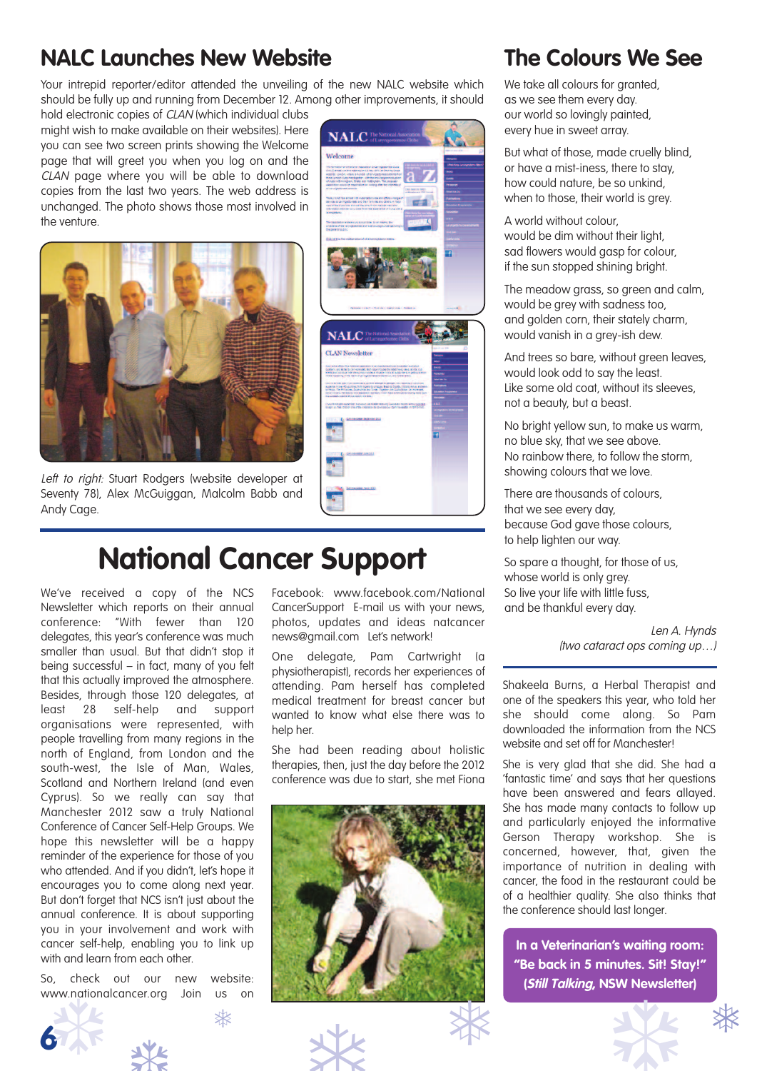## NALC Launches New Website

Your intrepid reporter/editor attended the unveiling of the new NALC website which should be fully up and running from December 12. Among other improvements, it should hold electronic copies of *CLAN* (which individual clubs might wish to make available on their websites). Here you can see two screen prints showing the Welcome page that will greet you when you log on and the *CLAN* page where you will be able to download copies from the last two years. The web address is unchanged. The photo shows those most involved in the venture.

*Left to right:* Stuart Rodgers (website developer at Seventy 78), Alex McGuiggan, Malcolm Babb and Andy Cage.

# National Cancer Support

We've received a copy of the NCS Newsletter which reports on their annual conference: "With fewer than 120 delegates, this year's conference was much smaller than usual. But that didn't stop it being successful – in fact, many of you felt that this actually improved the atmosphere. Besides, through those 120 delegates, at least 28 self-help and support organisations were represented, with people travelling from many regions in the north of England, from London and the south-west, the Isle of Man, Wales, Scotland and Northern Ireland (and even Cyprus). So we really can say that Manchester 2012 saw a truly National Conference of Cancer Self-Help Groups. We hope this newsletter will be a happy reminder of the experience for those of you who attended. And if you didn't, let's hope it encourages you to come along next year. But don't forget that NCS isn't just about the annual conference. It is about supporting you in your involvement and work with cancer self-help, enabling you to link up with and learn from each other.

So, check out our new website: www.nationalcancer.org Join us on Facebook: www.facebook.com/NationalCancerSupport E-mail us with your news, photos, updates and ideas natcancer news@gmail.com Let's network!

One delegate, Pam Cartwright (a physiotherapist), records her experiences of attending. Pam herself has completed medical treatment for breast cancer but wanted to know what else there was to help her.

She had been reading about holistic therapies, then, just the day before the 2012 conference was due to start, she met Fiona Shakeela Burns, a Herbal Therapist and one of the speakers this year, who told her she should come along. So Pam downloaded the information from the NCS website and set off for Manchester!

She is very glad that she did. She had a 'fantastic time' and says that her questions have been answered and fears allayed. She has made many contacts to follow up and particularly enjoyed the informative Gerson Therapy workshop. She is concerned, however, that, given the importance of nutrition in dealing with cancer, the food in the restaurant could be of a healthier quality. She also thinks that the conference should last longer.

## The Colours We See

We take all colours for granted,
as we see them every day.
our world so lovingly painted,
every hue in sweet array.

But what of those, made cruelly blind,
or have a mist-iness, there to stay,
how could nature, be so unkind,
when to those, their world is grey.

A world without colour,
would be dim without their light,
sad flowers would gasp for colour,
if the sun stopped shining bright.

The meadow grass, so green and calm,
would be grey with sadness too,
and golden corn, their stately charm,
would vanish in a grey-ish dew.

And trees so bare, without green leaves,
would look odd to say the least.
Like some old coat, without its sleeves,
not a beauty, but a beast.

No bright yellow sun, to make us warm,
no blue sky, that we see above.
No rainbow there, to follow the storm,
showing colours that we love.

There are thousands of colours,
that we see every day,
because God gave those colours,
to help lighten our way.

So spare a thought, for those of us,
whose world is only grey.
So live your life with little fuss,
and be thankful every day.

*Len A. Hynds*
*(two cataract ops coming up…)*

**In a Veterinarian's waiting room: "Be back in 5 minutes. Sit! Stay!" (*Still Talking*, NSW Newsletter)**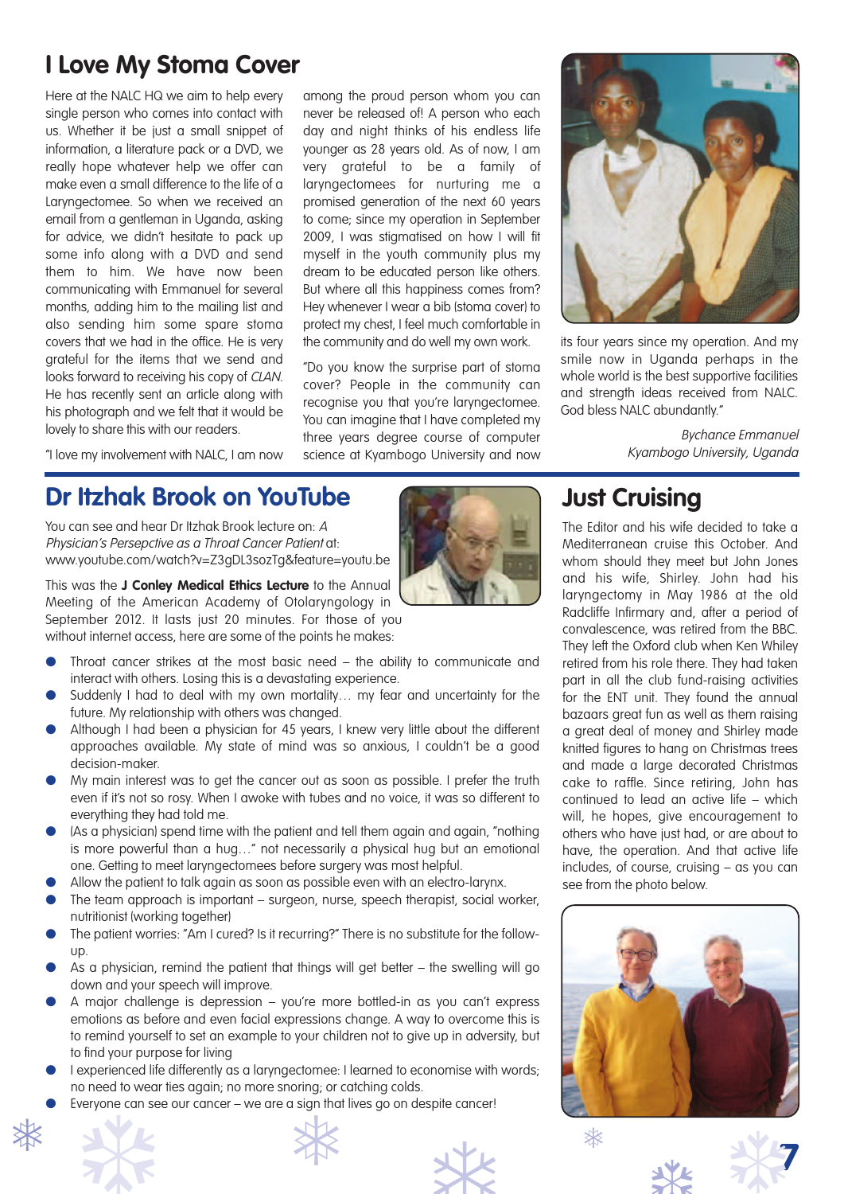# I Love My Stoma Cover

Here at the NALC HQ we aim to help every single person who comes into contact with us. Whether it be just a small snippet of information, a literature pack or a DVD, we really hope whatever help we offer can make even a small difference to the life of a Laryngectomee. So when we received an email from a gentleman in Uganda, asking for advice, we didn't hesitate to pack up some info along with a DVD and send them to him. We have now been communicating with Emmanuel for several months, adding him to the mailing list and also sending him some spare stoma covers that we had in the office. He is very grateful for the items that we send and looks forward to receiving his copy of *CLAN*. He has recently sent an article along with his photograph and we felt that it would be lovely to share this with our readers.

"I love my involvement with NALC, I am now among the proud person whom you can never be released of! A person who each day and night thinks of his endless life younger as 28 years old. As of now, I am very grateful to be a family of laryngectomees for nurturing me a promised generation of the next 60 years to come; since my operation in September 2009, I was stigmatised on how I will fit myself in the youth community plus my dream to be educated person like others. But where all this happiness comes from? Hey whenever I wear a bib (stoma cover) to protect my chest, I feel much comfortable in the community and do well my own work.

"Do you know the surprise part of stoma cover? People in the community can recognise you that you're laryngectomee. You can imagine that I have completed my three years degree course of computer science at Kyambogo University and now its four years since my operation. And my smile now in Uganda perhaps in the whole world is the best supportive facilities and strength ideas received from NALC. God bless NALC abundantly."

*Bychance Emmanuel*
*Kyambogo University, Uganda*

## Dr Itzhak Brook on YouTube

You can see and hear Dr Itzhak Brook lecture on: *A Physician's Persepctive as a Throat Cancer Patient* at: www.youtube.com/watch?v=Z3gDL3sozTg&feature=youtu.be

This was the **J Conley Medical Ethics Lecture** to the Annual Meeting of the American Academy of Otolaryngology in September 2012. It lasts just 20 minutes. For those of you without internet access, here are some of the points he makes:

- Throat cancer strikes at the most basic need – the ability to communicate and interact with others. Losing this is a devastating experience.
- Suddenly I had to deal with my own mortality… my fear and uncertainty for the future. My relationship with others was changed.
- Although I had been a physician for 45 years, I knew very little about the different approaches available. My state of mind was so anxious, I couldn't be a good decision-maker.
- My main interest was to get the cancer out as soon as possible. I prefer the truth even if it's not so rosy. When I awoke with tubes and no voice, it was so different to everything they had told me.
- (As a physician) spend time with the patient and tell them again and again, "nothing is more powerful than a hug…" not necessarily a physical hug but an emotional one. Getting to meet laryngectomees before surgery was most helpful.
- Allow the patient to talk again as soon as possible even with an electro-larynx.
- The team approach is important – surgeon, nurse, speech therapist, social worker, nutritionist (working together)
- The patient worries: "Am I cured? Is it recurring?" There is no substitute for the follow-up.
- As a physician, remind the patient that things will get better – the swelling will go down and your speech will improve.
- A major challenge is depression – you're more bottled-in as you can't express emotions as before and even facial expressions change. A way to overcome this is to remind yourself to set an example to your children not to give up in adversity, but to find your purpose for living
- I experienced life differently as a laryngectomee: I learned to economise with words; no need to wear ties again; no more snoring; or catching colds.
- Everyone can see our cancer – we are a sign that lives go on despite cancer!

## Just Cruising

The Editor and his wife decided to take a Mediterranean cruise this October. And whom should they meet but John Jones and his wife, Shirley. John had his laryngectomy in May 1986 at the old Radcliffe Infirmary and, after a period of convalescence, was retired from the BBC. They left the Oxford club when Ken Whiley retired from his role there. They had taken part in all the club fund-raising activities for the ENT unit. They found the annual bazaars great fun as well as them raising a great deal of money and Shirley made knitted figures to hang on Christmas trees and made a large decorated Christmas cake to raffle. Since retiring, John has continued to lead an active life – which will, he hopes, give encouragement to others who have just had, or are about to have, the operation. And that active life includes, of course, cruising – as you can see from the photo below.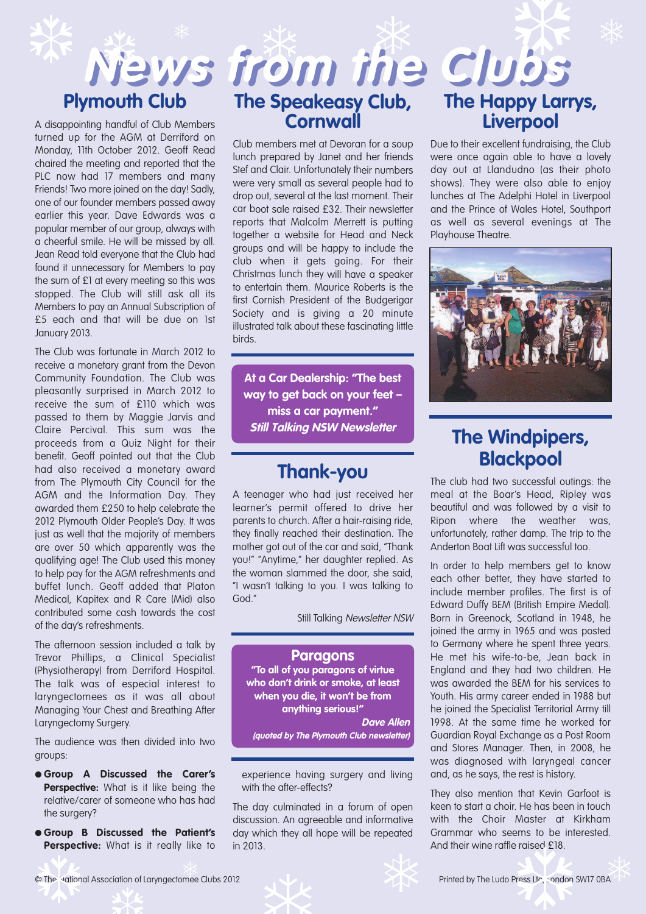# News from the Clubs

## Plymouth Club

A disappointing handful of Club Members turned up for the AGM at Derriford on Monday, 11th October 2012. Geoff Read chaired the meeting and reported that the PLC now had 17 members and many Friends! Two more joined on the day! Sadly, one of our founder members passed away earlier this year. Dave Edwards was a popular member of our group, always with a cheerful smile. He will be missed by all. Jean Read told everyone that the Club had found it unnecessary for Members to pay the sum of £1 at every meeting so this was stopped. The Club will still ask all its Members to pay an Annual Subscription of £5 each and that will be due on 1st January 2013.

The Club was fortunate in March 2012 to receive a monetary grant from the Devon Community Foundation. The Club was pleasantly surprised in March 2012 to receive the sum of £110 which was passed to them by Maggie Jarvis and Claire Percival. This sum was the proceeds from a Quiz Night for their benefit. Geoff pointed out that the Club had also received a monetary award from The Plymouth City Council for the AGM and the Information Day. They awarded them £250 to help celebrate the 2012 Plymouth Older People's Day. It was just as well that the majority of members are over 50 which apparently was the qualifying age! The Club used this money to help pay for the AGM refreshments and buffet lunch. Geoff added that Platon Medical, Kapitex and R Care (Mid) also contributed some cash towards the cost of the day's refreshments.

The afternoon session included a talk by Trevor Phillips, a Clinical Specialist (Physiotherapy) from Derriford Hospital. The talk was of especial interest to laryngectomees as it was all about Managing Your Chest and Breathing After Laryngectomy Surgery.

The audience was then divided into two groups:

- **Group A Discussed the Carer's Perspective:** What is it like being the relative/carer of someone who has had the surgery?
- **Group B Discussed the Patient's Perspective:** What is it really like to experience having surgery and living with the after-effects?

The day culminated in a forum of open discussion. An agreeable and informative day which they all hope will be repeated in 2013.

## The Speakeasy Club, Cornwall

Club members met at Devoran for a soup lunch prepared by Janet and her friends Stef and Clair. Unfortunately their numbers were very small as several people had to drop out, several at the last moment. Their car boot sale raised £32. Their newsletter reports that Malcolm Merrett is putting together a website for Head and Neck groups and will be happy to include the club when it gets going. For their Christmas lunch they will have a speaker to entertain them. Maurice Roberts is the first Cornish President of the Budgerigar Society and is giving a 20 minute illustrated talk about these fascinating little birds.

**At a Car Dealership: "The best way to get back on your feet – miss a car payment."**
***Still Talking NSW Newsletter***

## Thank-you

A teenager who had just received her learner's permit offered to drive her parents to church. After a hair-raising ride, they finally reached their destination. The mother got out of the car and said, "Thank you!" "Anytime," her daughter replied. As the woman slammed the door, she said, "I wasn't talking to you. I was talking to God."

Still Talking *Newsletter NSW*

### Paragons

**"To all of you paragons of virtue who don't drink or smoke, at least when you die, it won't be from anything serious!"**

***Dave Allen***
***(quoted by The Plymouth Club newsletter)***

## The Happy Larrys, Liverpool

Due to their excellent fundraising, the Club were once again able to have a lovely day out at Llandudno (as their photo shows). They were also able to enjoy lunches at The Adelphi Hotel in Liverpool and the Prince of Wales Hotel, Southport as well as several evenings at The Playhouse Theatre.

## The Windpipers, Blackpool

The club had two successful outings: the meal at the Boar's Head, Ripley was beautiful and was followed by a visit to Ripon where the weather was, unfortunately, rather damp. The trip to the Anderton Boat Lift was successful too.

In order to help members get to know each other better, they have started to include member profiles. The first is of Edward Duffy BEM (British Empire Medal). Born in Greenock, Scotland in 1948, he joined the army in 1965 and was posted to Germany where he spent three years. He met his wife-to-be, Jean back in England and they had two children. He was awarded the BEM for his services to Youth. His army career ended in 1988 but he joined the Specialist Territorial Army till 1998. At the same time he worked for Guardian Royal Exchange as a Post Room and Stores Manager. Then, in 2008, he was diagnosed with laryngeal cancer and, as he says, the rest is history.

They also mention that Kevin Garfoot is keen to start a choir. He has been in touch with the Choir Master at Kirkham Grammar who seems to be interested. And their wine raffle raised £18.

© The National Association of Laryngectomee Clubs 2012

Printed by The Ludo Press Ltd, London SW17 0BA